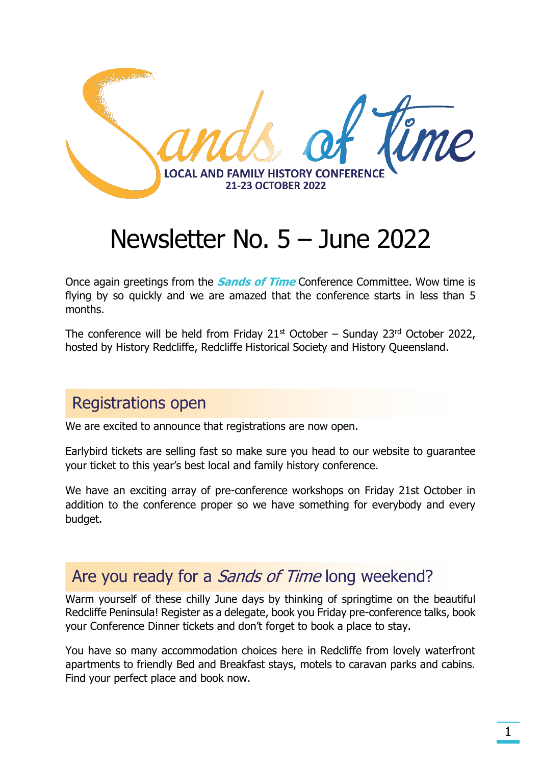# Sands of Time

LOCAL AND FAMILY HISTORY CONFERENCE
21-23 OCTOBER 2022

# Newsletter No. 5 – June 2022

Once again greetings from the ***Sands of Time*** Conference Committee. Wow time is flying by so quickly and we are amazed that the conference starts in less than 5 months.

The conference will be held from Friday 21st October – Sunday 23rd October 2022, hosted by History Redcliffe, Redcliffe Historical Society and History Queensland.

## Registrations open

We are excited to announce that registrations are now open.

Earlybird tickets are selling fast so make sure you head to our website to guarantee your ticket to this year's best local and family history conference.

We have an exciting array of pre-conference workshops on Friday 21st October in addition to the conference proper so we have something for everybody and every budget.

## Are you ready for a *Sands of Time* long weekend?

Warm yourself of these chilly June days by thinking of springtime on the beautiful Redcliffe Peninsula! Register as a delegate, book you Friday pre-conference talks, book your Conference Dinner tickets and don't forget to book a place to stay.

You have so many accommodation choices here in Redcliffe from lovely waterfront apartments to friendly Bed and Breakfast stays, motels to caravan parks and cabins. Find your perfect place and book now.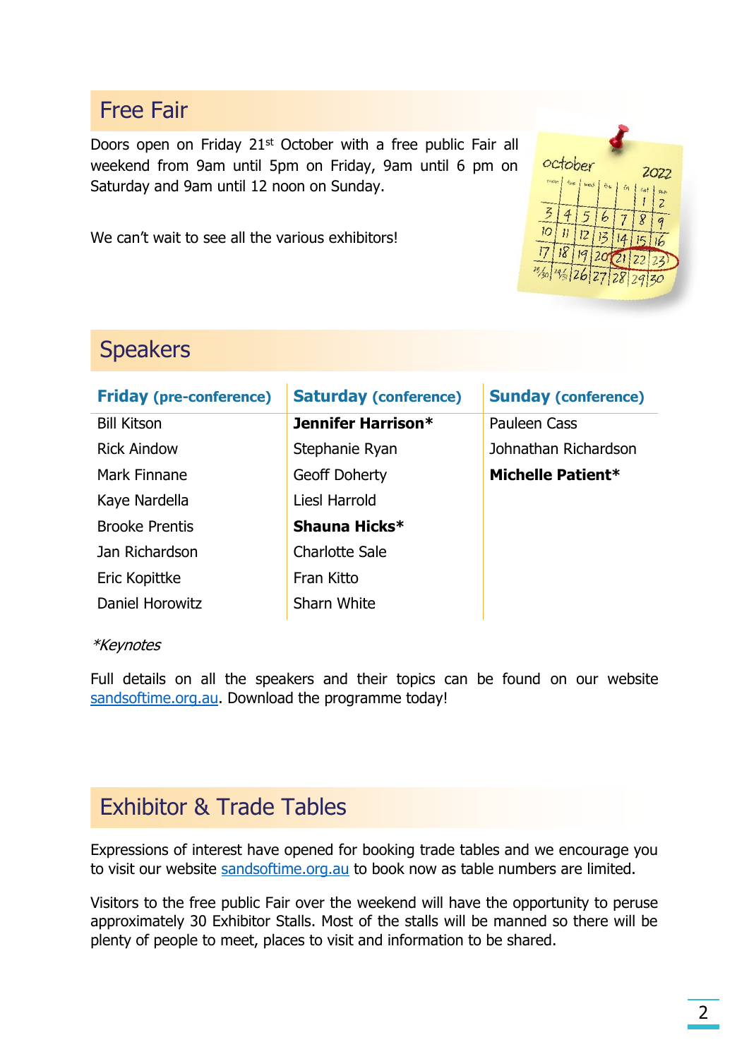## Free Fair

Doors open on Friday 21st October with a free public Fair all weekend from 9am until 5pm on Friday, 9am until 6 pm on Saturday and 9am until 12 noon on Sunday.

We can't wait to see all the various exhibitors!

## Speakers

| **Friday** (pre-conference) | **Saturday** (conference) | **Sunday** (conference) |
|---|---|---|
| Bill Kitson | **Jennifer Harrison*** | Pauleen Cass |
| Rick Aindow | Stephanie Ryan | Johnathan Richardson |
| Mark Finnane | Geoff Doherty | **Michelle Patient*** |
| Kaye Nardella | Liesl Harrold | |
| Brooke Prentis | **Shauna Hicks*** | |
| Jan Richardson | Charlotte Sale | |
| Eric Kopittke | Fran Kitto | |
| Daniel Horowitz | Sharn White | |

**Keynotes*

Full details on all the speakers and their topics can be found on our website sandsoftime.org.au. Download the programme today!

## Exhibitor & Trade Tables

Expressions of interest have opened for booking trade tables and we encourage you to visit our website sandsoftime.org.au to book now as table numbers are limited.

Visitors to the free public Fair over the weekend will have the opportunity to peruse approximately 30 Exhibitor Stalls. Most of the stalls will be manned so there will be plenty of people to meet, places to visit and information to be shared.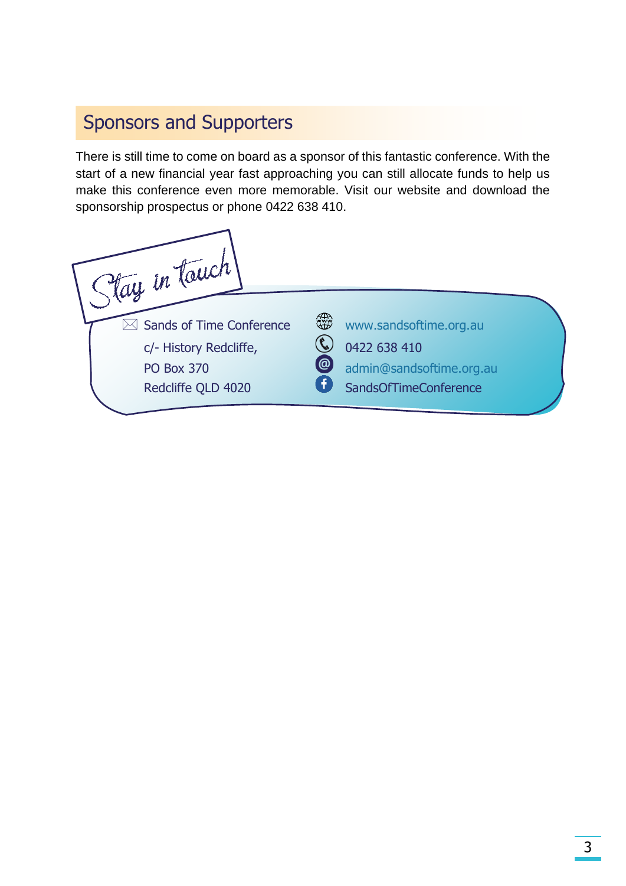## Sponsors and Supporters

There is still time to come on board as a sponsor of this fantastic conference. With the start of a new financial year fast approaching you can still allocate funds to help us make this conference even more memorable. Visit our website and download the sponsorship prospectus or phone 0422 638 410.

### Stay in touch

Sands of Time Conference
c/- History Redcliffe,
PO Box 370
Redcliffe QLD 4020

www.sandsoftime.org.au
0422 638 410
admin@sandsoftime.org.au
SandsOfTimeConference